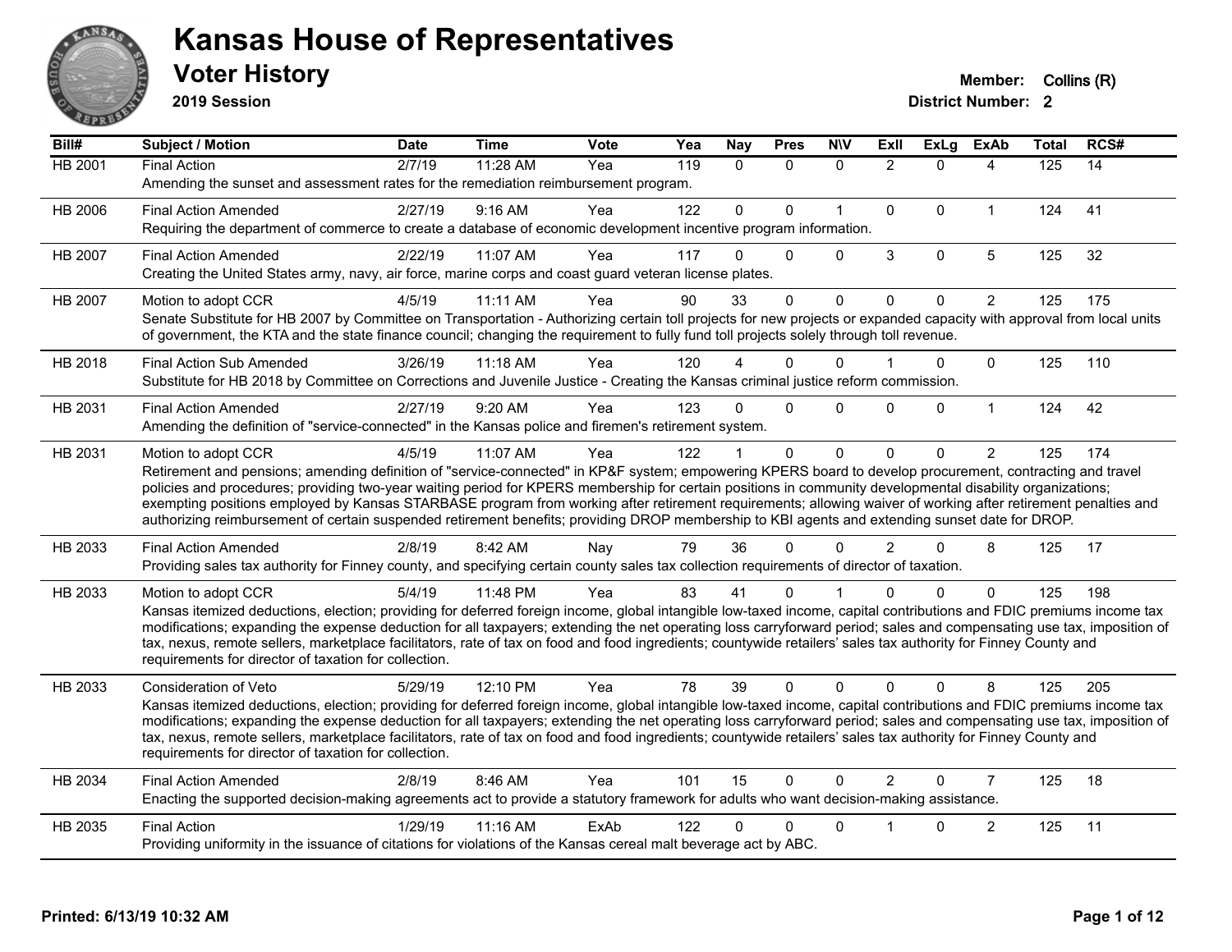# Kansas House of Representatives

## Voter History

**2019 Session**

**Member:** Collins (R)
**District Number:** 2

| Bill# | Subject / Motion | Date | Time | Vote | Yea | Nay | Pres | N\V | ExII | ExLg | ExAb | Total | RCS# |
|---|---|---|---|---|---|---|---|---|---|---|---|---|---|
| HB 2001 | Final Action | 2/7/19 | 11:28 AM | Yea | 119 | 0 | 0 | 0 | 2 | 0 | 4 | 125 | 14 |
| | Amending the sunset and assessment rates for the remediation reimbursement program. | | | | | | | | | | | | |
| HB 2006 | Final Action Amended | 2/27/19 | 9:16 AM | Yea | 122 | 0 | 0 | 1 | 0 | 0 | 1 | 124 | 41 |
| | Requiring the department of commerce to create a database of economic development incentive program information. | | | | | | | | | | | | |
| HB 2007 | Final Action Amended | 2/22/19 | 11:07 AM | Yea | 117 | 0 | 0 | 0 | 3 | 0 | 5 | 125 | 32 |
| | Creating the United States army, navy, air force, marine corps and coast guard veteran license plates. | | | | | | | | | | | | |
| HB 2007 | Motion to adopt CCR | 4/5/19 | 11:11 AM | Yea | 90 | 33 | 0 | 0 | 0 | 0 | 2 | 125 | 175 |
| | Senate Substitute for HB 2007 by Committee on Transportation - Authorizing certain toll projects for new projects or expanded capacity with approval from local units of government, the KTA and the state finance council; changing the requirement to fully fund toll projects solely through toll revenue. | | | | | | | | | | | | |
| HB 2018 | Final Action Sub Amended | 3/26/19 | 11:18 AM | Yea | 120 | 4 | 0 | 0 | 1 | 0 | 0 | 125 | 110 |
| | Substitute for HB 2018 by Committee on Corrections and Juvenile Justice - Creating the Kansas criminal justice reform commission. | | | | | | | | | | | | |
| HB 2031 | Final Action Amended | 2/27/19 | 9:20 AM | Yea | 123 | 0 | 0 | 0 | 0 | 0 | 1 | 124 | 42 |
| | Amending the definition of "service-connected" in the Kansas police and firemen's retirement system. | | | | | | | | | | | | |
| HB 2031 | Motion to adopt CCR | 4/5/19 | 11:07 AM | Yea | 122 | 1 | 0 | 0 | 0 | 0 | 2 | 125 | 174 |
| | Retirement and pensions; amending definition of "service-connected" in KP&F system; empowering KPERS board to develop procurement, contracting and travel policies and procedures; providing two-year waiting period for KPERS membership for certain positions in community developmental disability organizations; exempting positions employed by Kansas STARBASE program from working after retirement requirements; allowing waiver of working after retirement penalties and authorizing reimbursement of certain suspended retirement benefits; providing DROP membership to KBI agents and extending sunset date for DROP. | | | | | | | | | | | | |
| HB 2033 | Final Action Amended | 2/8/19 | 8:42 AM | Nay | 79 | 36 | 0 | 0 | 2 | 0 | 8 | 125 | 17 |
| | Providing sales tax authority for Finney county, and specifying certain county sales tax collection requirements of director of taxation. | | | | | | | | | | | | |
| HB 2033 | Motion to adopt CCR | 5/4/19 | 11:48 PM | Yea | 83 | 41 | 0 | 1 | 0 | 0 | 0 | 125 | 198 |
| | Kansas itemized deductions, election; providing for deferred foreign income, global intangible low-taxed income, capital contributions and FDIC premiums income tax modifications; expanding the expense deduction for all taxpayers; extending the net operating loss carryforward period; sales and compensating use tax, imposition of tax, nexus, remote sellers, marketplace facilitators, rate of tax on food and food ingredients; countywide retailers' sales tax authority for Finney County and requirements for director of taxation for collection. | | | | | | | | | | | | |
| HB 2033 | Consideration of Veto | 5/29/19 | 12:10 PM | Yea | 78 | 39 | 0 | 0 | 0 | 0 | 8 | 125 | 205 |
| | Kansas itemized deductions, election; providing for deferred foreign income, global intangible low-taxed income, capital contributions and FDIC premiums income tax modifications; expanding the expense deduction for all taxpayers; extending the net operating loss carryforward period; sales and compensating use tax, imposition of tax, nexus, remote sellers, marketplace facilitators, rate of tax on food and food ingredients; countywide retailers' sales tax authority for Finney County and requirements for director of taxation for collection. | | | | | | | | | | | | |
| HB 2034 | Final Action Amended | 2/8/19 | 8:46 AM | Yea | 101 | 15 | 0 | 0 | 2 | 0 | 7 | 125 | 18 |
| | Enacting the supported decision-making agreements act to provide a statutory framework for adults who want decision-making assistance. | | | | | | | | | | | | |
| HB 2035 | Final Action | 1/29/19 | 11:16 AM | ExAb | 122 | 0 | 0 | 0 | 1 | 0 | 2 | 125 | 11 |
| | Providing uniformity in the issuance of citations for violations of the Kansas cereal malt beverage act by ABC. | | | | | | | | | | | | |

Printed: 6/13/19 10:32 AM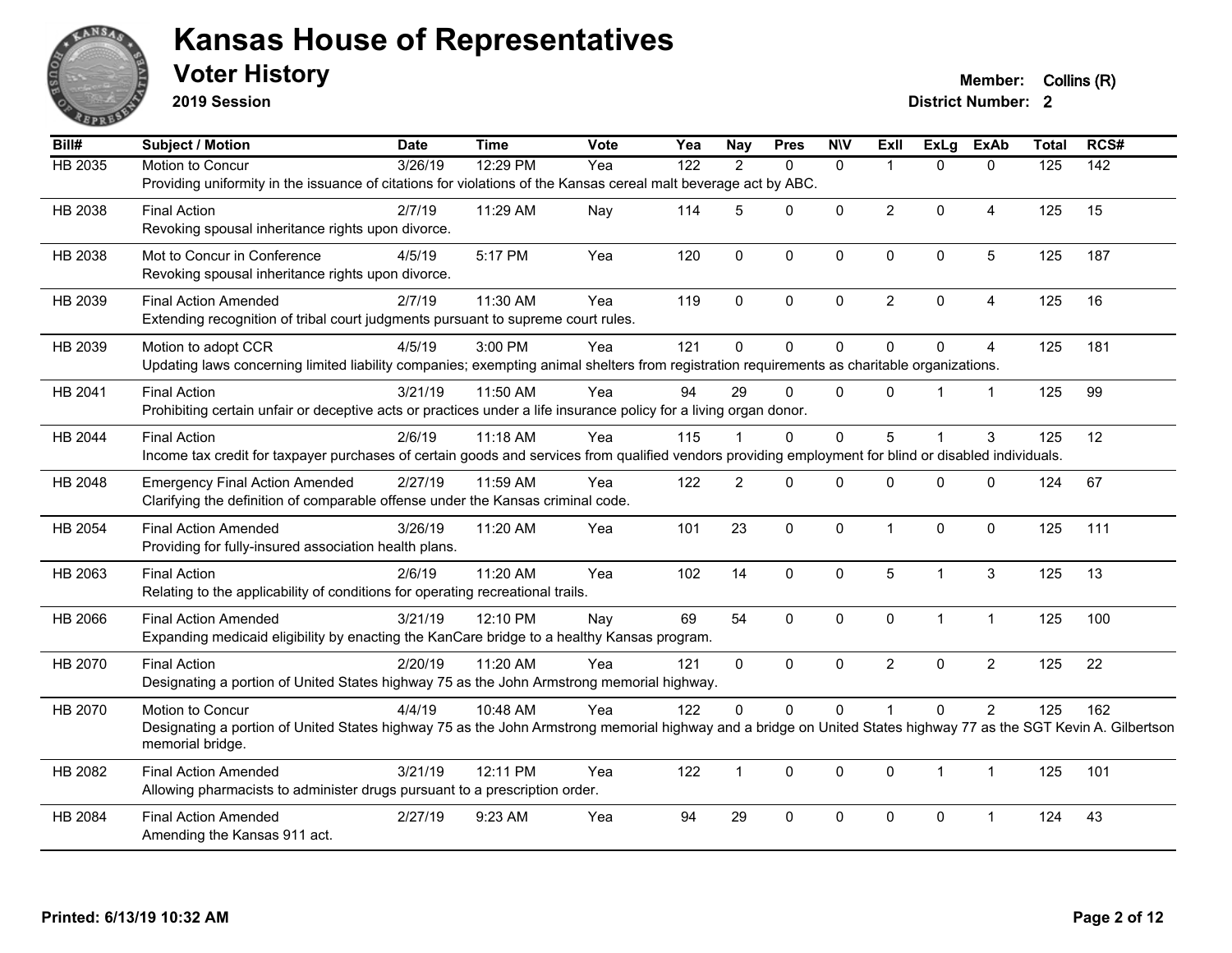# Kansas House of Representatives

## Voter History

**2019 Session**

**Member:** Collins (R)
**District Number:** 2

| Bill# | Subject / Motion | Date | Time | Vote | Yea | Nay | Pres | N\V | ExII | ExLg | ExAb | Total | RCS# |
|---|---|---|---|---|---|---|---|---|---|---|---|---|---|
| HB 2035 | Motion to Concur | 3/26/19 | 12:29 PM | Yea | 122 | 2 | 0 | 0 | 1 | 0 | 0 | 125 | 142 |
| | Providing uniformity in the issuance of citations for violations of the Kansas cereal malt beverage act by ABC. | | | | | | | | | | | | |
| HB 2038 | Final Action | 2/7/19 | 11:29 AM | Nay | 114 | 5 | 0 | 0 | 2 | 0 | 4 | 125 | 15 |
| | Revoking spousal inheritance rights upon divorce. | | | | | | | | | | | | |
| HB 2038 | Mot to Concur in Conference | 4/5/19 | 5:17 PM | Yea | 120 | 0 | 0 | 0 | 0 | 0 | 5 | 125 | 187 |
| | Revoking spousal inheritance rights upon divorce. | | | | | | | | | | | | |
| HB 2039 | Final Action Amended | 2/7/19 | 11:30 AM | Yea | 119 | 0 | 0 | 0 | 2 | 0 | 4 | 125 | 16 |
| | Extending recognition of tribal court judgments pursuant to supreme court rules. | | | | | | | | | | | | |
| HB 2039 | Motion to adopt CCR | 4/5/19 | 3:00 PM | Yea | 121 | 0 | 0 | 0 | 0 | 0 | 4 | 125 | 181 |
| | Updating laws concerning limited liability companies; exempting animal shelters from registration requirements as charitable organizations. | | | | | | | | | | | | |
| HB 2041 | Final Action | 3/21/19 | 11:50 AM | Yea | 94 | 29 | 0 | 0 | 0 | 1 | 1 | 125 | 99 |
| | Prohibiting certain unfair or deceptive acts or practices under a life insurance policy for a living organ donor. | | | | | | | | | | | | |
| HB 2044 | Final Action | 2/6/19 | 11:18 AM | Yea | 115 | 1 | 0 | 0 | 5 | 1 | 3 | 125 | 12 |
| | Income tax credit for taxpayer purchases of certain goods and services from qualified vendors providing employment for blind or disabled individuals. | | | | | | | | | | | | |
| HB 2048 | Emergency Final Action Amended | 2/27/19 | 11:59 AM | Yea | 122 | 2 | 0 | 0 | 0 | 0 | 0 | 124 | 67 |
| | Clarifying the definition of comparable offense under the Kansas criminal code. | | | | | | | | | | | | |
| HB 2054 | Final Action Amended | 3/26/19 | 11:20 AM | Yea | 101 | 23 | 0 | 0 | 1 | 0 | 0 | 125 | 111 |
| | Providing for fully-insured association health plans. | | | | | | | | | | | | |
| HB 2063 | Final Action | 2/6/19 | 11:20 AM | Yea | 102 | 14 | 0 | 0 | 5 | 1 | 3 | 125 | 13 |
| | Relating to the applicability of conditions for operating recreational trails. | | | | | | | | | | | | |
| HB 2066 | Final Action Amended | 3/21/19 | 12:10 PM | Nay | 69 | 54 | 0 | 0 | 0 | 1 | 1 | 125 | 100 |
| | Expanding medicaid eligibility by enacting the KanCare bridge to a healthy Kansas program. | | | | | | | | | | | | |
| HB 2070 | Final Action | 2/20/19 | 11:20 AM | Yea | 121 | 0 | 0 | 0 | 2 | 0 | 2 | 125 | 22 |
| | Designating a portion of United States highway 75 as the John Armstrong memorial highway. | | | | | | | | | | | | |
| HB 2070 | Motion to Concur | 4/4/19 | 10:48 AM | Yea | 122 | 0 | 0 | 0 | 1 | 0 | 2 | 125 | 162 |
| | Designating a portion of United States highway 75 as the John Armstrong memorial highway and a bridge on United States highway 77 as the SGT Kevin A. Gilbertson memorial bridge. | | | | | | | | | | | | |
| HB 2082 | Final Action Amended | 3/21/19 | 12:11 PM | Yea | 122 | 1 | 0 | 0 | 0 | 1 | 1 | 125 | 101 |
| | Allowing pharmacists to administer drugs pursuant to a prescription order. | | | | | | | | | | | | |
| HB 2084 | Final Action Amended | 2/27/19 | 9:23 AM | Yea | 94 | 29 | 0 | 0 | 0 | 0 | 1 | 124 | 43 |
| | Amending the Kansas 911 act. | | | | | | | | | | | | |

**Printed: 6/13/19 10:32 AM**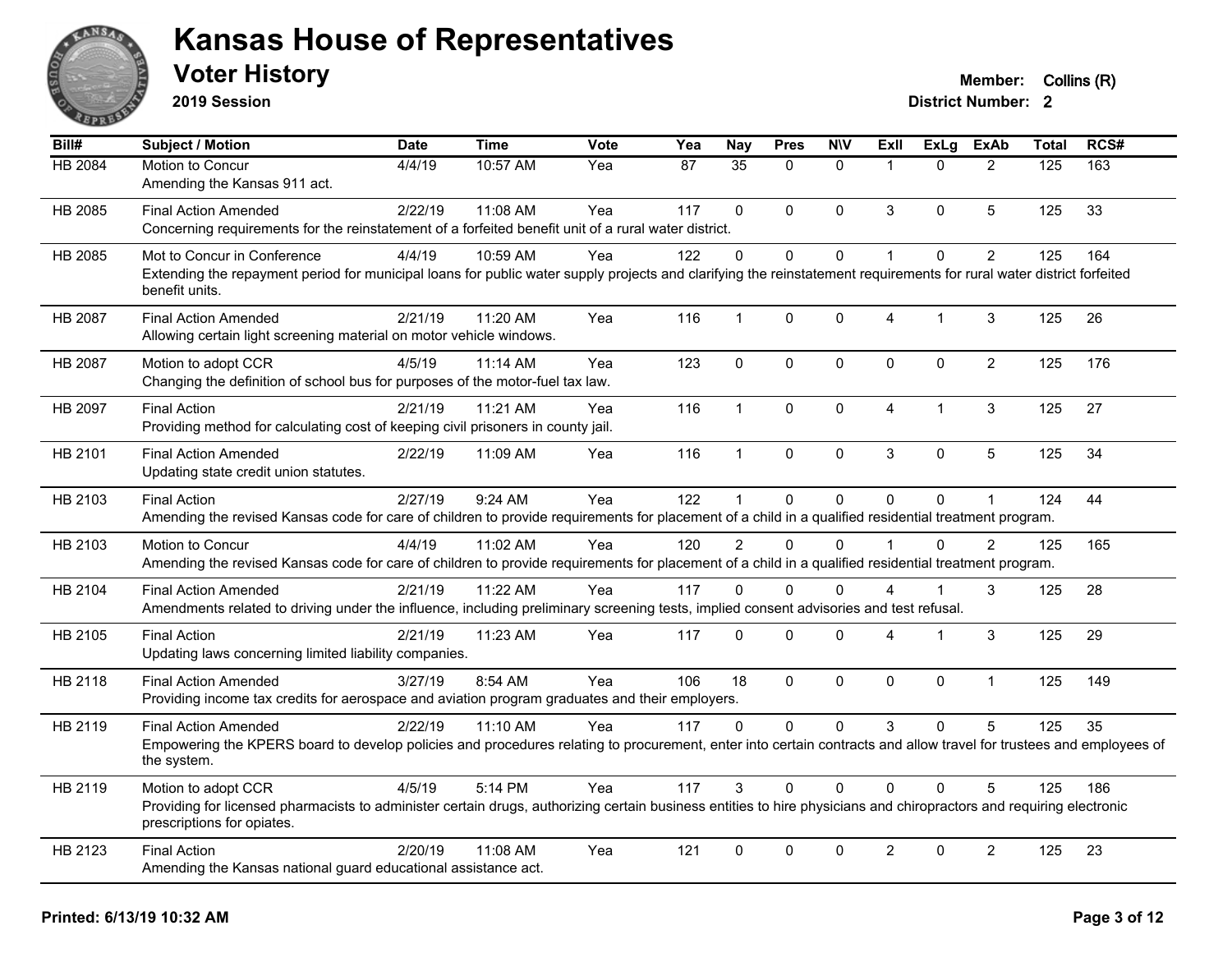# Kansas House of Representatives

## Voter History

**2019 Session**

**Member:** Collins (R)
**District Number:** 2

| Bill# | Subject / Motion | Date | Time | Vote | Yea | Nay | Pres | N\V | ExII | ExLg | ExAb | Total | RCS# |
|---|---|---|---|---|---|---|---|---|---|---|---|---|---|
| HB 2084 | Motion to Concur<br>Amending the Kansas 911 act. | 4/4/19 | 10:57 AM | Yea | 87 | 35 | 0 | 0 | 1 | 0 | 2 | 125 | 163 |
| HB 2085 | Final Action Amended<br>Concerning requirements for the reinstatement of a forfeited benefit unit of a rural water district. | 2/22/19 | 11:08 AM | Yea | 117 | 0 | 0 | 0 | 3 | 0 | 5 | 125 | 33 |
| HB 2085 | Mot to Concur in Conference<br>Extending the repayment period for municipal loans for public water supply projects and clarifying the reinstatement requirements for rural water district forfeited benefit units. | 4/4/19 | 10:59 AM | Yea | 122 | 0 | 0 | 0 | 1 | 0 | 2 | 125 | 164 |
| HB 2087 | Final Action Amended<br>Allowing certain light screening material on motor vehicle windows. | 2/21/19 | 11:20 AM | Yea | 116 | 1 | 0 | 0 | 4 | 1 | 3 | 125 | 26 |
| HB 2087 | Motion to adopt CCR<br>Changing the definition of school bus for purposes of the motor-fuel tax law. | 4/5/19 | 11:14 AM | Yea | 123 | 0 | 0 | 0 | 0 | 0 | 2 | 125 | 176 |
| HB 2097 | Final Action<br>Providing method for calculating cost of keeping civil prisoners in county jail. | 2/21/19 | 11:21 AM | Yea | 116 | 1 | 0 | 0 | 4 | 1 | 3 | 125 | 27 |
| HB 2101 | Final Action Amended<br>Updating state credit union statutes. | 2/22/19 | 11:09 AM | Yea | 116 | 1 | 0 | 0 | 3 | 0 | 5 | 125 | 34 |
| HB 2103 | Final Action<br>Amending the revised Kansas code for care of children to provide requirements for placement of a child in a qualified residential treatment program. | 2/27/19 | 9:24 AM | Yea | 122 | 1 | 0 | 0 | 0 | 0 | 1 | 124 | 44 |
| HB 2103 | Motion to Concur<br>Amending the revised Kansas code for care of children to provide requirements for placement of a child in a qualified residential treatment program. | 4/4/19 | 11:02 AM | Yea | 120 | 2 | 0 | 0 | 1 | 0 | 2 | 125 | 165 |
| HB 2104 | Final Action Amended<br>Amendments related to driving under the influence, including preliminary screening tests, implied consent advisories and test refusal. | 2/21/19 | 11:22 AM | Yea | 117 | 0 | 0 | 0 | 4 | 1 | 3 | 125 | 28 |
| HB 2105 | Final Action<br>Updating laws concerning limited liability companies. | 2/21/19 | 11:23 AM | Yea | 117 | 0 | 0 | 0 | 4 | 1 | 3 | 125 | 29 |
| HB 2118 | Final Action Amended<br>Providing income tax credits for aerospace and aviation program graduates and their employers. | 3/27/19 | 8:54 AM | Yea | 106 | 18 | 0 | 0 | 0 | 0 | 1 | 125 | 149 |
| HB 2119 | Final Action Amended<br>Empowering the KPERS board to develop policies and procedures relating to procurement, enter into certain contracts and allow travel for trustees and employees of the system. | 2/22/19 | 11:10 AM | Yea | 117 | 0 | 0 | 0 | 3 | 0 | 5 | 125 | 35 |
| HB 2119 | Motion to adopt CCR<br>Providing for licensed pharmacists to administer certain drugs, authorizing certain business entities to hire physicians and chiropractors and requiring electronic prescriptions for opiates. | 4/5/19 | 5:14 PM | Yea | 117 | 3 | 0 | 0 | 0 | 0 | 5 | 125 | 186 |
| HB 2123 | Final Action<br>Amending the Kansas national guard educational assistance act. | 2/20/19 | 11:08 AM | Yea | 121 | 0 | 0 | 0 | 2 | 0 | 2 | 125 | 23 |

**Printed: 6/13/19 10:32 AM**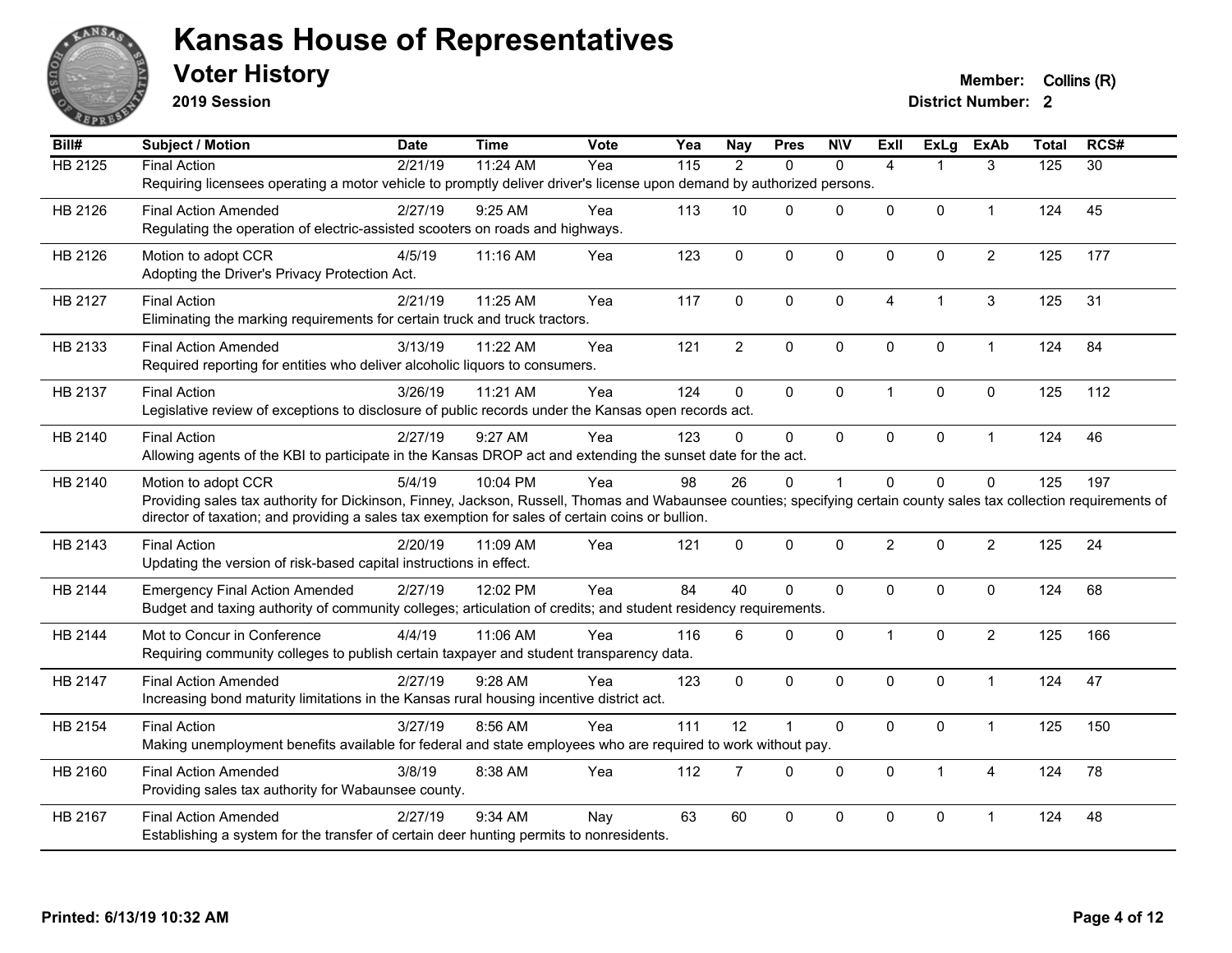# Kansas House of Representatives

## Voter History

**2019 Session**

**Member:** Collins (R)

**District Number:** 2

| Bill# | Subject / Motion | Date | Time | Vote | Yea | Nay | Pres | N\V | ExII | ExLg | ExAb | Total | RCS# |
|---|---|---|---|---|---|---|---|---|---|---|---|---|---|
| HB 2125 | Final Action | 2/21/19 | 11:24 AM | Yea | 115 | 2 | 0 | 0 | 4 | 1 | 3 | 125 | 30 |
| | Requiring licensees operating a motor vehicle to promptly deliver driver's license upon demand by authorized persons. | | | | | | | | | | | | |
| HB 2126 | Final Action Amended | 2/27/19 | 9:25 AM | Yea | 113 | 10 | 0 | 0 | 0 | 0 | 1 | 124 | 45 |
| | Regulating the operation of electric-assisted scooters on roads and highways. | | | | | | | | | | | | |
| HB 2126 | Motion to adopt CCR | 4/5/19 | 11:16 AM | Yea | 123 | 0 | 0 | 0 | 0 | 0 | 2 | 125 | 177 |
| | Adopting the Driver's Privacy Protection Act. | | | | | | | | | | | | |
| HB 2127 | Final Action | 2/21/19 | 11:25 AM | Yea | 117 | 0 | 0 | 0 | 4 | 1 | 3 | 125 | 31 |
| | Eliminating the marking requirements for certain truck and truck tractors. | | | | | | | | | | | | |
| HB 2133 | Final Action Amended | 3/13/19 | 11:22 AM | Yea | 121 | 2 | 0 | 0 | 0 | 0 | 1 | 124 | 84 |
| | Required reporting for entities who deliver alcoholic liquors to consumers. | | | | | | | | | | | | |
| HB 2137 | Final Action | 3/26/19 | 11:21 AM | Yea | 124 | 0 | 0 | 0 | 1 | 0 | 0 | 125 | 112 |
| | Legislative review of exceptions to disclosure of public records under the Kansas open records act. | | | | | | | | | | | | |
| HB 2140 | Final Action | 2/27/19 | 9:27 AM | Yea | 123 | 0 | 0 | 0 | 0 | 0 | 1 | 124 | 46 |
| | Allowing agents of the KBI to participate in the Kansas DROP act and extending the sunset date for the act. | | | | | | | | | | | | |
| HB 2140 | Motion to adopt CCR | 5/4/19 | 10:04 PM | Yea | 98 | 26 | 0 | 1 | 0 | 0 | 0 | 125 | 197 |
| | Providing sales tax authority for Dickinson, Finney, Jackson, Russell, Thomas and Wabaunsee counties; specifying certain county sales tax collection requirements of director of taxation; and providing a sales tax exemption for sales of certain coins or bullion. | | | | | | | | | | | | |
| HB 2143 | Final Action | 2/20/19 | 11:09 AM | Yea | 121 | 0 | 0 | 0 | 2 | 0 | 2 | 125 | 24 |
| | Updating the version of risk-based capital instructions in effect. | | | | | | | | | | | | |
| HB 2144 | Emergency Final Action Amended | 2/27/19 | 12:02 PM | Yea | 84 | 40 | 0 | 0 | 0 | 0 | 0 | 124 | 68 |
| | Budget and taxing authority of community colleges; articulation of credits; and student residency requirements. | | | | | | | | | | | | |
| HB 2144 | Mot to Concur in Conference | 4/4/19 | 11:06 AM | Yea | 116 | 6 | 0 | 0 | 1 | 0 | 2 | 125 | 166 |
| | Requiring community colleges to publish certain taxpayer and student transparency data. | | | | | | | | | | | | |
| HB 2147 | Final Action Amended | 2/27/19 | 9:28 AM | Yea | 123 | 0 | 0 | 0 | 0 | 0 | 1 | 124 | 47 |
| | Increasing bond maturity limitations in the Kansas rural housing incentive district act. | | | | | | | | | | | | |
| HB 2154 | Final Action | 3/27/19 | 8:56 AM | Yea | 111 | 12 | 1 | 0 | 0 | 0 | 1 | 125 | 150 |
| | Making unemployment benefits available for federal and state employees who are required to work without pay. | | | | | | | | | | | | |
| HB 2160 | Final Action Amended | 3/8/19 | 8:38 AM | Yea | 112 | 7 | 0 | 0 | 0 | 1 | 4 | 124 | 78 |
| | Providing sales tax authority for Wabaunsee county. | | | | | | | | | | | | |
| HB 2167 | Final Action Amended | 2/27/19 | 9:34 AM | Nay | 63 | 60 | 0 | 0 | 0 | 0 | 1 | 124 | 48 |
| | Establishing a system for the transfer of certain deer hunting permits to nonresidents. | | | | | | | | | | | | |

**Printed: 6/13/19 10:32 AM**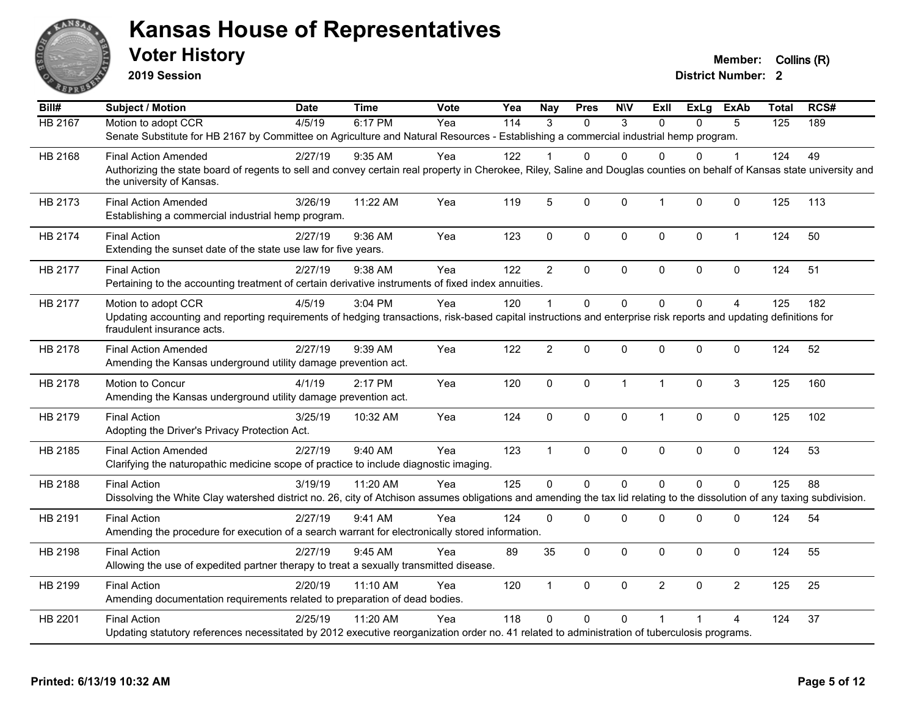# Kansas House of Representatives

## Voter History

**2019 Session**

**Member:** Collins (R)

**District Number:** 2

| Bill# | Subject / Motion | Date | Time | Vote | Yea | Nay | Pres | N\V | ExII | ExLg | ExAb | Total | RCS# |
|---|---|---|---|---|---|---|---|---|---|---|---|---|---|
| HB 2167 | Motion to adopt CCR | 4/5/19 | 6:17 PM | Yea | 114 | 3 | 0 | 3 | 0 | 0 | 5 | 125 | 189 |
| | Senate Substitute for HB 2167 by Committee on Agriculture and Natural Resources - Establishing a commercial industrial hemp program. | | | | | | | | | | | | |
| HB 2168 | Final Action Amended | 2/27/19 | 9:35 AM | Yea | 122 | 1 | 0 | 0 | 0 | 0 | 1 | 124 | 49 |
| | Authorizing the state board of regents to sell and convey certain real property in Cherokee, Riley, Saline and Douglas counties on behalf of Kansas state university and the university of Kansas. | | | | | | | | | | | | |
| HB 2173 | Final Action Amended | 3/26/19 | 11:22 AM | Yea | 119 | 5 | 0 | 0 | 1 | 0 | 0 | 125 | 113 |
| | Establishing a commercial industrial hemp program. | | | | | | | | | | | | |
| HB 2174 | Final Action | 2/27/19 | 9:36 AM | Yea | 123 | 0 | 0 | 0 | 0 | 0 | 1 | 124 | 50 |
| | Extending the sunset date of the state use law for five years. | | | | | | | | | | | | |
| HB 2177 | Final Action | 2/27/19 | 9:38 AM | Yea | 122 | 2 | 0 | 0 | 0 | 0 | 0 | 124 | 51 |
| | Pertaining to the accounting treatment of certain derivative instruments of fixed index annuities. | | | | | | | | | | | | |
| HB 2177 | Motion to adopt CCR | 4/5/19 | 3:04 PM | Yea | 120 | 1 | 0 | 0 | 0 | 0 | 4 | 125 | 182 |
| | Updating accounting and reporting requirements of hedging transactions, risk-based capital instructions and enterprise risk reports and updating definitions for fraudulent insurance acts. | | | | | | | | | | | | |
| HB 2178 | Final Action Amended | 2/27/19 | 9:39 AM | Yea | 122 | 2 | 0 | 0 | 0 | 0 | 0 | 124 | 52 |
| | Amending the Kansas underground utility damage prevention act. | | | | | | | | | | | | |
| HB 2178 | Motion to Concur | 4/1/19 | 2:17 PM | Yea | 120 | 0 | 0 | 1 | 1 | 0 | 3 | 125 | 160 |
| | Amending the Kansas underground utility damage prevention act. | | | | | | | | | | | | |
| HB 2179 | Final Action | 3/25/19 | 10:32 AM | Yea | 124 | 0 | 0 | 0 | 1 | 0 | 0 | 125 | 102 |
| | Adopting the Driver's Privacy Protection Act. | | | | | | | | | | | | |
| HB 2185 | Final Action Amended | 2/27/19 | 9:40 AM | Yea | 123 | 1 | 0 | 0 | 0 | 0 | 0 | 124 | 53 |
| | Clarifying the naturopathic medicine scope of practice to include diagnostic imaging. | | | | | | | | | | | | |
| HB 2188 | Final Action | 3/19/19 | 11:20 AM | Yea | 125 | 0 | 0 | 0 | 0 | 0 | 0 | 125 | 88 |
| | Dissolving the White Clay watershed district no. 26, city of Atchison assumes obligations and amending the tax lid relating to the dissolution of any taxing subdivision. | | | | | | | | | | | | |
| HB 2191 | Final Action | 2/27/19 | 9:41 AM | Yea | 124 | 0 | 0 | 0 | 0 | 0 | 0 | 124 | 54 |
| | Amending the procedure for execution of a search warrant for electronically stored information. | | | | | | | | | | | | |
| HB 2198 | Final Action | 2/27/19 | 9:45 AM | Yea | 89 | 35 | 0 | 0 | 0 | 0 | 0 | 124 | 55 |
| | Allowing the use of expedited partner therapy to treat a sexually transmitted disease. | | | | | | | | | | | | |
| HB 2199 | Final Action | 2/20/19 | 11:10 AM | Yea | 120 | 1 | 0 | 0 | 2 | 0 | 2 | 125 | 25 |
| | Amending documentation requirements related to preparation of dead bodies. | | | | | | | | | | | | |
| HB 2201 | Final Action | 2/25/19 | 11:20 AM | Yea | 118 | 0 | 0 | 0 | 1 | 1 | 4 | 124 | 37 |
| | Updating statutory references necessitated by 2012 executive reorganization order no. 41 related to administration of tuberculosis programs. | | | | | | | | | | | | |

**Printed: 6/13/19 10:32 AM**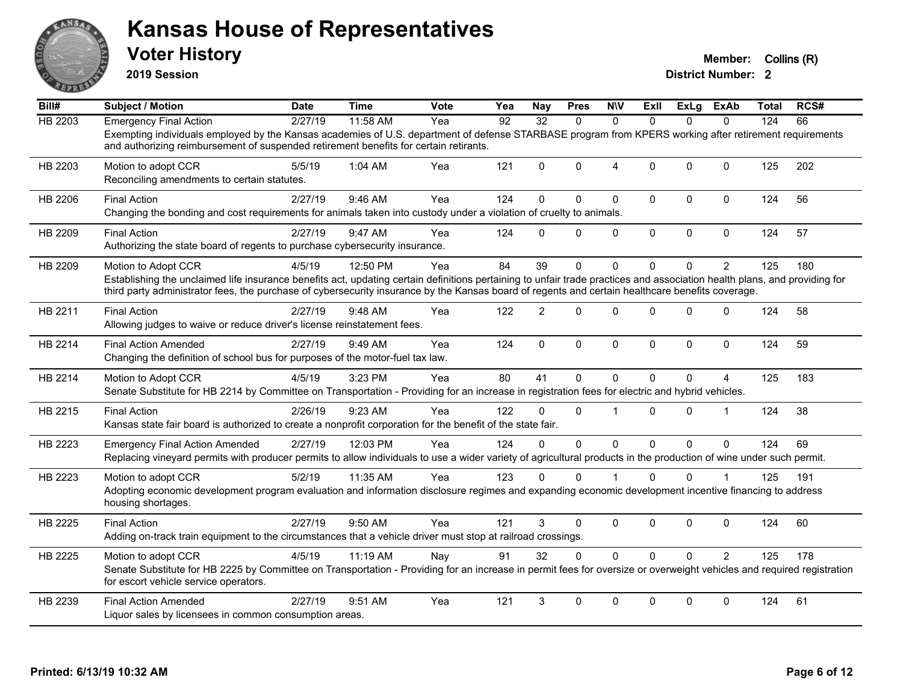# Kansas House of Representatives

## Voter History

**2019 Session**

**Member:** Collins (R)
**District Number:** 2

| Bill# | Subject / Motion | Date | Time | Vote | Yea | Nay | Pres | N\V | ExII | ExLg | ExAb | Total | RCS# |
|---|---|---|---|---|---|---|---|---|---|---|---|---|---|
| HB 2203 | Emergency Final Action | 2/27/19 | 11:58 AM | Yea | 92 | 32 | 0 | 0 | 0 | 0 | 0 | 124 | 66 |
| | Exempting individuals employed by the Kansas academies of U.S. department of defense STARBASE program from KPERS working after retirement requirements and authorizing reimbursement of suspended retirement benefits for certain retirants. | | | | | | | | | | | | |
| HB 2203 | Motion to adopt CCR | 5/5/19 | 1:04 AM | Yea | 121 | 0 | 0 | 4 | 0 | 0 | 0 | 125 | 202 |
| | Reconciling amendments to certain statutes. | | | | | | | | | | | | |
| HB 2206 | Final Action | 2/27/19 | 9:46 AM | Yea | 124 | 0 | 0 | 0 | 0 | 0 | 0 | 124 | 56 |
| | Changing the bonding and cost requirements for animals taken into custody under a violation of cruelty to animals. | | | | | | | | | | | | |
| HB 2209 | Final Action | 2/27/19 | 9:47 AM | Yea | 124 | 0 | 0 | 0 | 0 | 0 | 0 | 124 | 57 |
| | Authorizing the state board of regents to purchase cybersecurity insurance. | | | | | | | | | | | | |
| HB 2209 | Motion to Adopt CCR | 4/5/19 | 12:50 PM | Yea | 84 | 39 | 0 | 0 | 0 | 0 | 2 | 125 | 180 |
| | Establishing the unclaimed life insurance benefits act, updating certain definitions pertaining to unfair trade practices and association health plans, and providing for third party administrator fees, the purchase of cybersecurity insurance by the Kansas board of regents and certain healthcare benefits coverage. | | | | | | | | | | | | |
| HB 2211 | Final Action | 2/27/19 | 9:48 AM | Yea | 122 | 2 | 0 | 0 | 0 | 0 | 0 | 124 | 58 |
| | Allowing judges to waive or reduce driver's license reinstatement fees. | | | | | | | | | | | | |
| HB 2214 | Final Action Amended | 2/27/19 | 9:49 AM | Yea | 124 | 0 | 0 | 0 | 0 | 0 | 0 | 124 | 59 |
| | Changing the definition of school bus for purposes of the motor-fuel tax law. | | | | | | | | | | | | |
| HB 2214 | Motion to Adopt CCR | 4/5/19 | 3:23 PM | Yea | 80 | 41 | 0 | 0 | 0 | 0 | 4 | 125 | 183 |
| | Senate Substitute for HB 2214 by Committee on Transportation - Providing for an increase in registration fees for electric and hybrid vehicles. | | | | | | | | | | | | |
| HB 2215 | Final Action | 2/26/19 | 9:23 AM | Yea | 122 | 0 | 0 | 1 | 0 | 0 | 1 | 124 | 38 |
| | Kansas state fair board is authorized to create a nonprofit corporation for the benefit of the state fair. | | | | | | | | | | | | |
| HB 2223 | Emergency Final Action Amended | 2/27/19 | 12:03 PM | Yea | 124 | 0 | 0 | 0 | 0 | 0 | 0 | 124 | 69 |
| | Replacing vineyard permits with producer permits to allow individuals to use a wider variety of agricultural products in the production of wine under such permit. | | | | | | | | | | | | |
| HB 2223 | Motion to adopt CCR | 5/2/19 | 11:35 AM | Yea | 123 | 0 | 0 | 1 | 0 | 0 | 1 | 125 | 191 |
| | Adopting economic development program evaluation and information disclosure regimes and expanding economic development incentive financing to address housing shortages. | | | | | | | | | | | | |
| HB 2225 | Final Action | 2/27/19 | 9:50 AM | Yea | 121 | 3 | 0 | 0 | 0 | 0 | 0 | 124 | 60 |
| | Adding on-track train equipment to the circumstances that a vehicle driver must stop at railroad crossings. | | | | | | | | | | | | |
| HB 2225 | Motion to adopt CCR | 4/5/19 | 11:19 AM | Nay | 91 | 32 | 0 | 0 | 0 | 0 | 2 | 125 | 178 |
| | Senate Substitute for HB 2225 by Committee on Transportation - Providing for an increase in permit fees for oversize or overweight vehicles and required registration for escort vehicle service operators. | | | | | | | | | | | | |
| HB 2239 | Final Action Amended | 2/27/19 | 9:51 AM | Yea | 121 | 3 | 0 | 0 | 0 | 0 | 0 | 124 | 61 |
| | Liquor sales by licensees in common consumption areas. | | | | | | | | | | | | |

Printed: 6/13/19 10:32 AM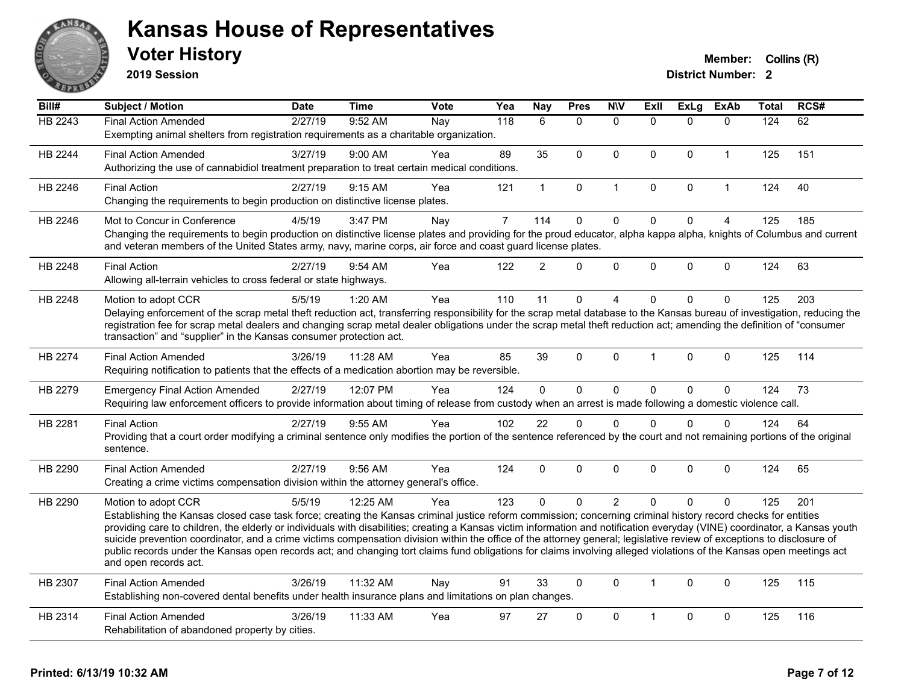# Kansas House of Representatives

## Voter History

**2019 Session**

**Member:** Collins (R)
**District Number:** 2

| Bill# | Subject / Motion | Date | Time | Vote | Yea | Nay | Pres | N\V | ExII | ExLg | ExAb | Total | RCS# |
|---|---|---|---|---|---|---|---|---|---|---|---|---|---|
| HB 2243 | Final Action Amended | 2/27/19 | 9:52 AM | Nay | 118 | 6 | 0 | 0 | 0 | 0 | 0 | 124 | 62 |
| | Exempting animal shelters from registration requirements as a charitable organization. | | | | | | | | | | | | |
| HB 2244 | Final Action Amended | 3/27/19 | 9:00 AM | Yea | 89 | 35 | 0 | 0 | 0 | 0 | 1 | 125 | 151 |
| | Authorizing the use of cannabidiol treatment preparation to treat certain medical conditions. | | | | | | | | | | | | |
| HB 2246 | Final Action | 2/27/19 | 9:15 AM | Yea | 121 | 1 | 0 | 1 | 0 | 0 | 1 | 124 | 40 |
| | Changing the requirements to begin production on distinctive license plates. | | | | | | | | | | | | |
| HB 2246 | Mot to Concur in Conference | 4/5/19 | 3:47 PM | Nay | 7 | 114 | 0 | 0 | 0 | 0 | 4 | 125 | 185 |
| | Changing the requirements to begin production on distinctive license plates and providing for the proud educator, alpha kappa alpha, knights of Columbus and current and veteran members of the United States army, navy, marine corps, air force and coast guard license plates. | | | | | | | | | | | | |
| HB 2248 | Final Action | 2/27/19 | 9:54 AM | Yea | 122 | 2 | 0 | 0 | 0 | 0 | 0 | 124 | 63 |
| | Allowing all-terrain vehicles to cross federal or state highways. | | | | | | | | | | | | |
| HB 2248 | Motion to adopt CCR | 5/5/19 | 1:20 AM | Yea | 110 | 11 | 0 | 4 | 0 | 0 | 0 | 125 | 203 |
| | Delaying enforcement of the scrap metal theft reduction act, transferring responsibility for the scrap metal database to the Kansas bureau of investigation, reducing the registration fee for scrap metal dealers and changing scrap metal dealer obligations under the scrap metal theft reduction act; amending the definition of “consumer transaction” and “supplier” in the Kansas consumer protection act. | | | | | | | | | | | | |
| HB 2274 | Final Action Amended | 3/26/19 | 11:28 AM | Yea | 85 | 39 | 0 | 0 | 1 | 0 | 0 | 125 | 114 |
| | Requiring notification to patients that the effects of a medication abortion may be reversible. | | | | | | | | | | | | |
| HB 2279 | Emergency Final Action Amended | 2/27/19 | 12:07 PM | Yea | 124 | 0 | 0 | 0 | 0 | 0 | 0 | 124 | 73 |
| | Requiring law enforcement officers to provide information about timing of release from custody when an arrest is made following a domestic violence call. | | | | | | | | | | | | |
| HB 2281 | Final Action | 2/27/19 | 9:55 AM | Yea | 102 | 22 | 0 | 0 | 0 | 0 | 0 | 124 | 64 |
| | Providing that a court order modifying a criminal sentence only modifies the portion of the sentence referenced by the court and not remaining portions of the original sentence. | | | | | | | | | | | | |
| HB 2290 | Final Action Amended | 2/27/19 | 9:56 AM | Yea | 124 | 0 | 0 | 0 | 0 | 0 | 0 | 124 | 65 |
| | Creating a crime victims compensation division within the attorney general's office. | | | | | | | | | | | | |
| HB 2290 | Motion to adopt CCR | 5/5/19 | 12:25 AM | Yea | 123 | 0 | 0 | 2 | 0 | 0 | 0 | 125 | 201 |
| | Establishing the Kansas closed case task force; creating the Kansas criminal justice reform commission; concerning criminal history record checks for entities providing care to children, the elderly or individuals with disabilities; creating a Kansas victim information and notification everyday (VINE) coordinator, a Kansas youth suicide prevention coordinator, and a crime victims compensation division within the office of the attorney general; legislative review of exceptions to disclosure of public records under the Kansas open records act; and changing tort claims fund obligations for claims involving alleged violations of the Kansas open meetings act and open records act. | | | | | | | | | | | | |
| HB 2307 | Final Action Amended | 3/26/19 | 11:32 AM | Nay | 91 | 33 | 0 | 0 | 1 | 0 | 0 | 125 | 115 |
| | Establishing non-covered dental benefits under health insurance plans and limitations on plan changes. | | | | | | | | | | | | |
| HB 2314 | Final Action Amended | 3/26/19 | 11:33 AM | Yea | 97 | 27 | 0 | 0 | 1 | 0 | 0 | 125 | 116 |
| | Rehabilitation of abandoned property by cities. | | | | | | | | | | | | |

**Printed: 6/13/19 10:32 AM**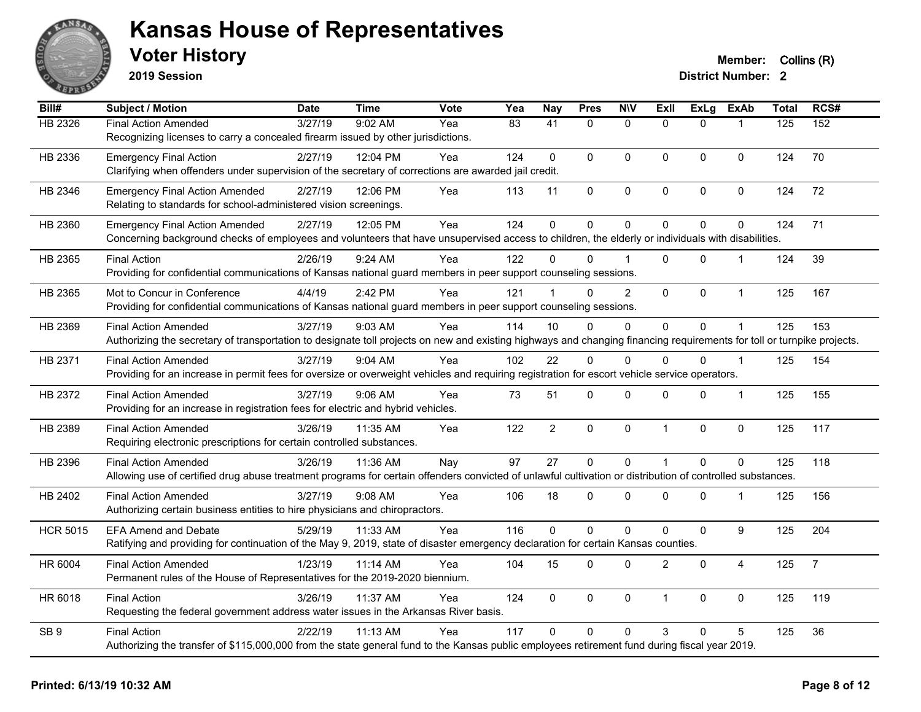# Kansas House of Representatives

## Voter History

**2019 Session**

**Member:** Collins (R)
**District Number:** 2

| Bill# | Subject / Motion | Date | Time | Vote | Yea | Nay | Pres | N\V | ExII | ExLg | ExAb | Total | RCS# |
|---|---|---|---|---|---|---|---|---|---|---|---|---|---|
| HB 2326 | Final Action Amended | 3/27/19 | 9:02 AM | Yea | 83 | 41 | 0 | 0 | 0 | 0 | 1 | 125 | 152 |
| | Recognizing licenses to carry a concealed firearm issued by other jurisdictions. | | | | | | | | | | | | |
| HB 2336 | Emergency Final Action | 2/27/19 | 12:04 PM | Yea | 124 | 0 | 0 | 0 | 0 | 0 | 0 | 124 | 70 |
| | Clarifying when offenders under supervision of the secretary of corrections are awarded jail credit. | | | | | | | | | | | | |
| HB 2346 | Emergency Final Action Amended | 2/27/19 | 12:06 PM | Yea | 113 | 11 | 0 | 0 | 0 | 0 | 0 | 124 | 72 |
| | Relating to standards for school-administered vision screenings. | | | | | | | | | | | | |
| HB 2360 | Emergency Final Action Amended | 2/27/19 | 12:05 PM | Yea | 124 | 0 | 0 | 0 | 0 | 0 | 0 | 124 | 71 |
| | Concerning background checks of employees and volunteers that have unsupervised access to children, the elderly or individuals with disabilities. | | | | | | | | | | | | |
| HB 2365 | Final Action | 2/26/19 | 9:24 AM | Yea | 122 | 0 | 0 | 1 | 0 | 0 | 1 | 124 | 39 |
| | Providing for confidential communications of Kansas national guard members in peer support counseling sessions. | | | | | | | | | | | | |
| HB 2365 | Mot to Concur in Conference | 4/4/19 | 2:42 PM | Yea | 121 | 1 | 0 | 2 | 0 | 0 | 1 | 125 | 167 |
| | Providing for confidential communications of Kansas national guard members in peer support counseling sessions. | | | | | | | | | | | | |
| HB 2369 | Final Action Amended | 3/27/19 | 9:03 AM | Yea | 114 | 10 | 0 | 0 | 0 | 0 | 1 | 125 | 153 |
| | Authorizing the secretary of transportation to designate toll projects on new and existing highways and changing financing requirements for toll or turnpike projects. | | | | | | | | | | | | |
| HB 2371 | Final Action Amended | 3/27/19 | 9:04 AM | Yea | 102 | 22 | 0 | 0 | 0 | 0 | 1 | 125 | 154 |
| | Providing for an increase in permit fees for oversize or overweight vehicles and requiring registration for escort vehicle service operators. | | | | | | | | | | | | |
| HB 2372 | Final Action Amended | 3/27/19 | 9:06 AM | Yea | 73 | 51 | 0 | 0 | 0 | 0 | 1 | 125 | 155 |
| | Providing for an increase in registration fees for electric and hybrid vehicles. | | | | | | | | | | | | |
| HB 2389 | Final Action Amended | 3/26/19 | 11:35 AM | Yea | 122 | 2 | 0 | 0 | 1 | 0 | 0 | 125 | 117 |
| | Requiring electronic prescriptions for certain controlled substances. | | | | | | | | | | | | |
| HB 2396 | Final Action Amended | 3/26/19 | 11:36 AM | Nay | 97 | 27 | 0 | 0 | 1 | 0 | 0 | 125 | 118 |
| | Allowing use of certified drug abuse treatment programs for certain offenders convicted of unlawful cultivation or distribution of controlled substances. | | | | | | | | | | | | |
| HB 2402 | Final Action Amended | 3/27/19 | 9:08 AM | Yea | 106 | 18 | 0 | 0 | 0 | 0 | 1 | 125 | 156 |
| | Authorizing certain business entities to hire physicians and chiropractors. | | | | | | | | | | | | |
| HCR 5015 | EFA Amend and Debate | 5/29/19 | 11:33 AM | Yea | 116 | 0 | 0 | 0 | 0 | 0 | 9 | 125 | 204 |
| | Ratifying and providing for continuation of the May 9, 2019, state of disaster emergency declaration for certain Kansas counties. | | | | | | | | | | | | |
| HR 6004 | Final Action Amended | 1/23/19 | 11:14 AM | Yea | 104 | 15 | 0 | 0 | 2 | 0 | 4 | 125 | 7 |
| | Permanent rules of the House of Representatives for the 2019-2020 biennium. | | | | | | | | | | | | |
| HR 6018 | Final Action | 3/26/19 | 11:37 AM | Yea | 124 | 0 | 0 | 0 | 1 | 0 | 0 | 125 | 119 |
| | Requesting the federal government address water issues in the Arkansas River basis. | | | | | | | | | | | | |
| SB 9 | Final Action | 2/22/19 | 11:13 AM | Yea | 117 | 0 | 0 | 0 | 3 | 0 | 5 | 125 | 36 |
| | Authorizing the transfer of $115,000,000 from the state general fund to the Kansas public employees retirement fund during fiscal year 2019. | | | | | | | | | | | | |

**Printed: 6/13/19 10:32 AM**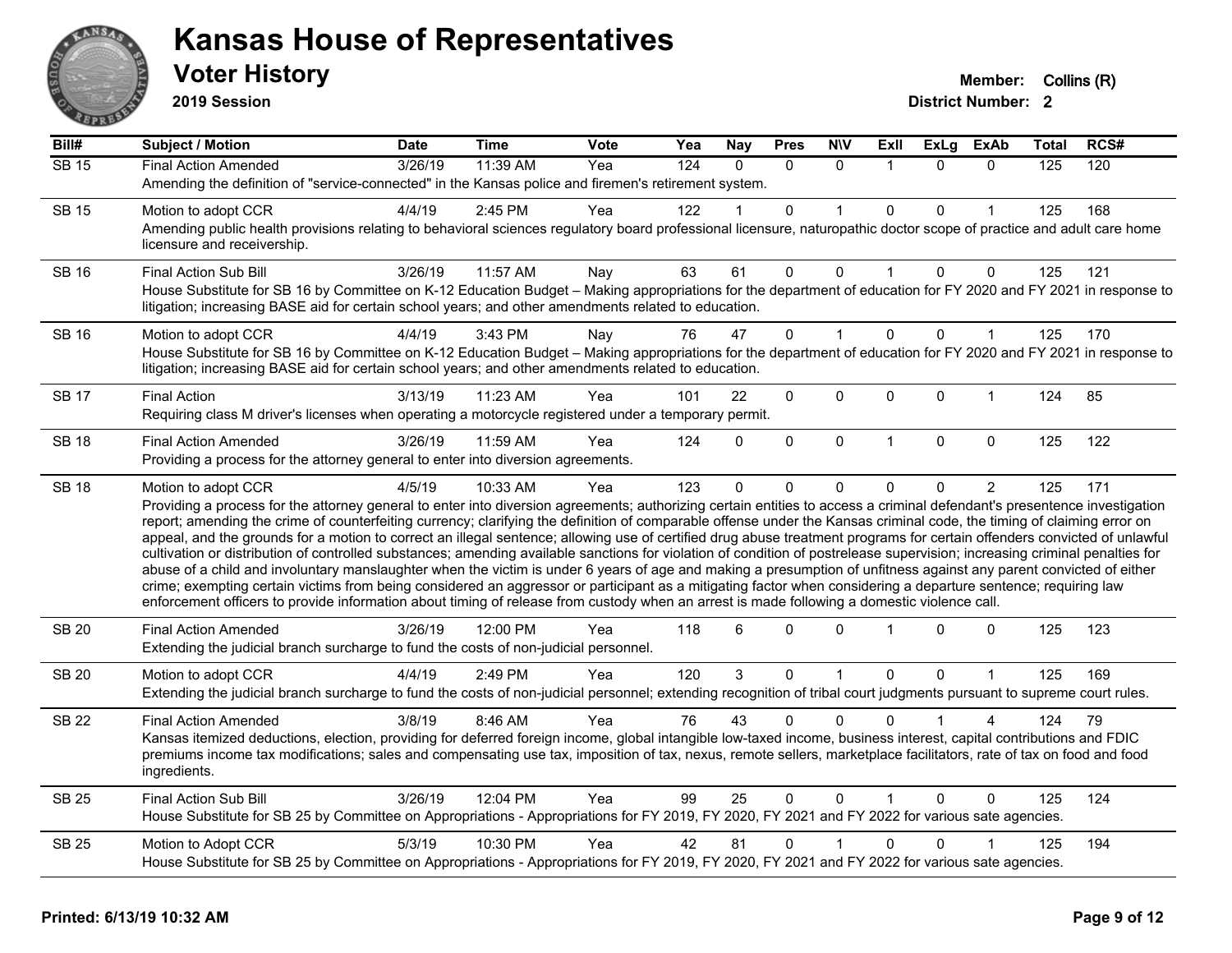# Kansas House of Representatives

## Voter History

**2019 Session**

**Member:** Collins (R)
**District Number:** 2

| Bill# | Subject / Motion | Date | Time | Vote | Yea | Nay | Pres | N\V | ExII | ExLg | ExAb | Total | RCS# |
|---|---|---|---|---|---|---|---|---|---|---|---|---|---|
| SB 15 | Final Action Amended | 3/26/19 | 11:39 AM | Yea | 124 | 0 | 0 | 0 | 1 | 0 | 0 | 125 | 120 |
| | Amending the definition of "service-connected" in the Kansas police and firemen's retirement system. | | | | | | | | | | | | |
| SB 15 | Motion to adopt CCR | 4/4/19 | 2:45 PM | Yea | 122 | 1 | 0 | 1 | 0 | 0 | 1 | 125 | 168 |
| | Amending public health provisions relating to behavioral sciences regulatory board professional licensure, naturopathic doctor scope of practice and adult care home licensure and receivership. | | | | | | | | | | | | |
| SB 16 | Final Action Sub Bill | 3/26/19 | 11:57 AM | Nay | 63 | 61 | 0 | 0 | 1 | 0 | 0 | 125 | 121 |
| | House Substitute for SB 16 by Committee on K-12 Education Budget – Making appropriations for the department of education for FY 2020 and FY 2021 in response to litigation; increasing BASE aid for certain school years; and other amendments related to education. | | | | | | | | | | | | |
| SB 16 | Motion to adopt CCR | 4/4/19 | 3:43 PM | Nay | 76 | 47 | 0 | 1 | 0 | 0 | 1 | 125 | 170 |
| | House Substitute for SB 16 by Committee on K-12 Education Budget – Making appropriations for the department of education for FY 2020 and FY 2021 in response to litigation; increasing BASE aid for certain school years; and other amendments related to education. | | | | | | | | | | | | |
| SB 17 | Final Action | 3/13/19 | 11:23 AM | Yea | 101 | 22 | 0 | 0 | 0 | 0 | 1 | 124 | 85 |
| | Requiring class M driver's licenses when operating a motorcycle registered under a temporary permit. | | | | | | | | | | | | |
| SB 18 | Final Action Amended | 3/26/19 | 11:59 AM | Yea | 124 | 0 | 0 | 0 | 1 | 0 | 0 | 125 | 122 |
| | Providing a process for the attorney general to enter into diversion agreements. | | | | | | | | | | | | |
| SB 18 | Motion to adopt CCR | 4/5/19 | 10:33 AM | Yea | 123 | 0 | 0 | 0 | 0 | 0 | 2 | 125 | 171 |
| | Providing a process for the attorney general to enter into diversion agreements; authorizing certain entities to access a criminal defendant's presentence investigation report; amending the crime of counterfeiting currency; clarifying the definition of comparable offense under the Kansas criminal code, the timing of claiming error on appeal, and the grounds for a motion to correct an illegal sentence; allowing use of certified drug abuse treatment programs for certain offenders convicted of unlawful cultivation or distribution of controlled substances; amending available sanctions for violation of condition of postrelease supervision; increasing criminal penalties for abuse of a child and involuntary manslaughter when the victim is under 6 years of age and making a presumption of unfitness against any parent convicted of either crime; exempting certain victims from being considered an aggressor or participant as a mitigating factor when considering a departure sentence; requiring law enforcement officers to provide information about timing of release from custody when an arrest is made following a domestic violence call. | | | | | | | | | | | | |
| SB 20 | Final Action Amended | 3/26/19 | 12:00 PM | Yea | 118 | 6 | 0 | 0 | 1 | 0 | 0 | 125 | 123 |
| | Extending the judicial branch surcharge to fund the costs of non-judicial personnel. | | | | | | | | | | | | |
| SB 20 | Motion to adopt CCR | 4/4/19 | 2:49 PM | Yea | 120 | 3 | 0 | 1 | 0 | 0 | 1 | 125 | 169 |
| | Extending the judicial branch surcharge to fund the costs of non-judicial personnel; extending recognition of tribal court judgments pursuant to supreme court rules. | | | | | | | | | | | | |
| SB 22 | Final Action Amended | 3/8/19 | 8:46 AM | Yea | 76 | 43 | 0 | 0 | 0 | 1 | 4 | 124 | 79 |
| | Kansas itemized deductions, election, providing for deferred foreign income, global intangible low-taxed income, business interest, capital contributions and FDIC premiums income tax modifications; sales and compensating use tax, imposition of tax, nexus, remote sellers, marketplace facilitators, rate of tax on food and food ingredients. | | | | | | | | | | | | |
| SB 25 | Final Action Sub Bill | 3/26/19 | 12:04 PM | Yea | 99 | 25 | 0 | 0 | 1 | 0 | 0 | 125 | 124 |
| | House Substitute for SB 25 by Committee on Appropriations - Appropriations for FY 2019, FY 2020, FY 2021 and FY 2022 for various sate agencies. | | | | | | | | | | | | |
| SB 25 | Motion to Adopt CCR | 5/3/19 | 10:30 PM | Yea | 42 | 81 | 0 | 1 | 0 | 0 | 1 | 125 | 194 |
| | House Substitute for SB 25 by Committee on Appropriations - Appropriations for FY 2019, FY 2020, FY 2021 and FY 2022 for various sate agencies. | | | | | | | | | | | | |

**Printed: 6/13/19 10:32 AM**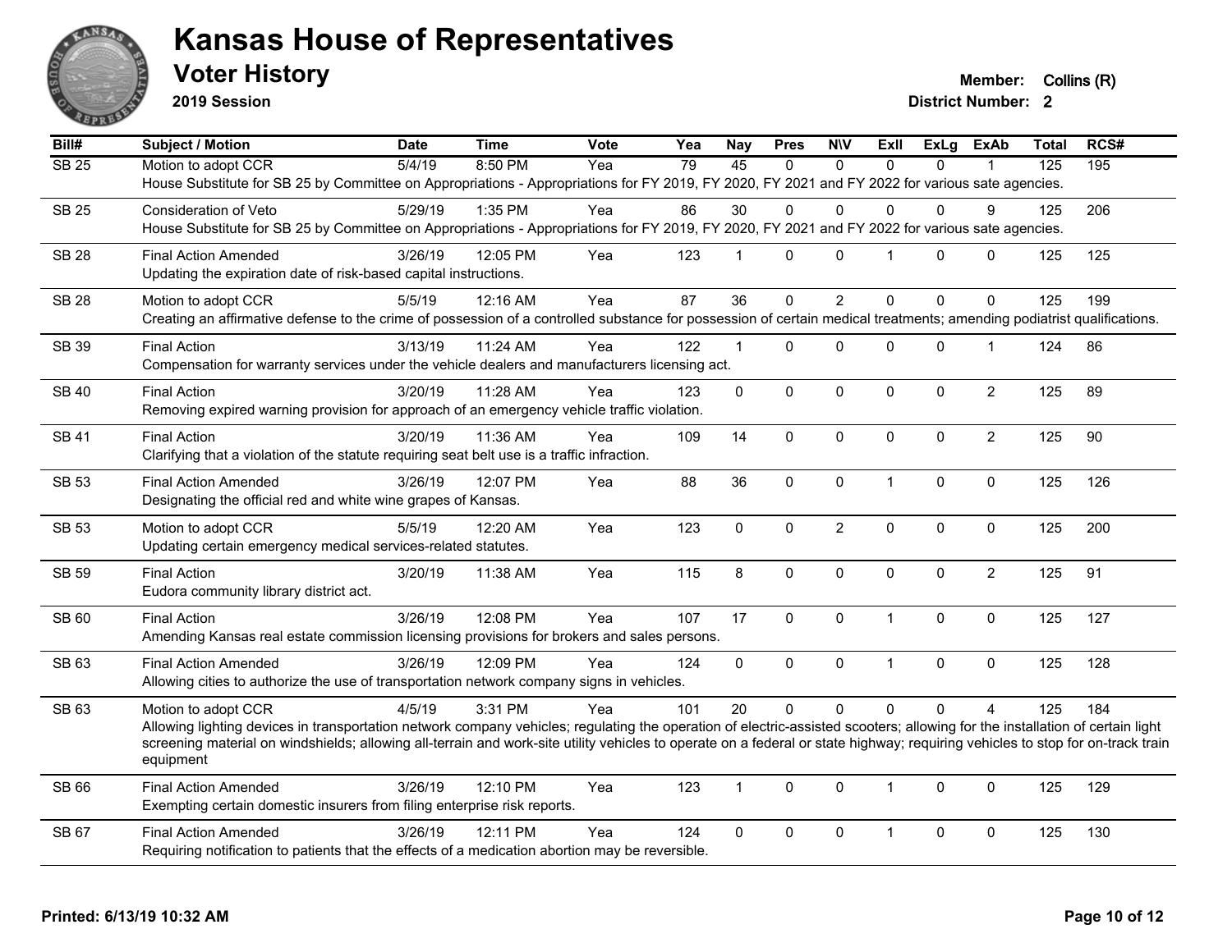# Kansas House of Representatives

## Voter History

**2019 Session**

**Member:** Collins (R)
**District Number:** 2

| Bill# | Subject / Motion | Date | Time | Vote | Yea | Nay | Pres | N\V | ExII | ExLg | ExAb | Total | RCS# |
|---|---|---|---|---|---|---|---|---|---|---|---|---|---|
| SB 25 | Motion to adopt CCR | 5/4/19 | 8:50 PM | Yea | 79 | 45 | 0 | 0 | 0 | 0 | 1 | 125 | 195 |
| | House Substitute for SB 25 by Committee on Appropriations - Appropriations for FY 2019, FY 2020, FY 2021 and FY 2022 for various sate agencies. | | | | | | | | | | | | |
| SB 25 | Consideration of Veto | 5/29/19 | 1:35 PM | Yea | 86 | 30 | 0 | 0 | 0 | 0 | 9 | 125 | 206 |
| | House Substitute for SB 25 by Committee on Appropriations - Appropriations for FY 2019, FY 2020, FY 2021 and FY 2022 for various sate agencies. | | | | | | | | | | | | |
| SB 28 | Final Action Amended | 3/26/19 | 12:05 PM | Yea | 123 | 1 | 0 | 0 | 1 | 0 | 0 | 125 | 125 |
| | Updating the expiration date of risk-based capital instructions. | | | | | | | | | | | | |
| SB 28 | Motion to adopt CCR | 5/5/19 | 12:16 AM | Yea | 87 | 36 | 0 | 2 | 0 | 0 | 0 | 125 | 199 |
| | Creating an affirmative defense to the crime of possession of a controlled substance for possession of certain medical treatments; amending podiatrist qualifications. | | | | | | | | | | | | |
| SB 39 | Final Action | 3/13/19 | 11:24 AM | Yea | 122 | 1 | 0 | 0 | 0 | 0 | 1 | 124 | 86 |
| | Compensation for warranty services under the vehicle dealers and manufacturers licensing act. | | | | | | | | | | | | |
| SB 40 | Final Action | 3/20/19 | 11:28 AM | Yea | 123 | 0 | 0 | 0 | 0 | 0 | 2 | 125 | 89 |
| | Removing expired warning provision for approach of an emergency vehicle traffic violation. | | | | | | | | | | | | |
| SB 41 | Final Action | 3/20/19 | 11:36 AM | Yea | 109 | 14 | 0 | 0 | 0 | 0 | 2 | 125 | 90 |
| | Clarifying that a violation of the statute requiring seat belt use is a traffic infraction. | | | | | | | | | | | | |
| SB 53 | Final Action Amended | 3/26/19 | 12:07 PM | Yea | 88 | 36 | 0 | 0 | 1 | 0 | 0 | 125 | 126 |
| | Designating the official red and white wine grapes of Kansas. | | | | | | | | | | | | |
| SB 53 | Motion to adopt CCR | 5/5/19 | 12:20 AM | Yea | 123 | 0 | 0 | 2 | 0 | 0 | 0 | 125 | 200 |
| | Updating certain emergency medical services-related statutes. | | | | | | | | | | | | |
| SB 59 | Final Action | 3/20/19 | 11:38 AM | Yea | 115 | 8 | 0 | 0 | 0 | 0 | 2 | 125 | 91 |
| | Eudora community library district act. | | | | | | | | | | | | |
| SB 60 | Final Action | 3/26/19 | 12:08 PM | Yea | 107 | 17 | 0 | 0 | 1 | 0 | 0 | 125 | 127 |
| | Amending Kansas real estate commission licensing provisions for brokers and sales persons. | | | | | | | | | | | | |
| SB 63 | Final Action Amended | 3/26/19 | 12:09 PM | Yea | 124 | 0 | 0 | 0 | 1 | 0 | 0 | 125 | 128 |
| | Allowing cities to authorize the use of transportation network company signs in vehicles. | | | | | | | | | | | | |
| SB 63 | Motion to adopt CCR | 4/5/19 | 3:31 PM | Yea | 101 | 20 | 0 | 0 | 0 | 0 | 4 | 125 | 184 |
| | Allowing lighting devices in transportation network company vehicles; regulating the operation of electric-assisted scooters; allowing for the installation of certain light screening material on windshields; allowing all-terrain and work-site utility vehicles to operate on a federal or state highway; requiring vehicles to stop for on-track train equipment | | | | | | | | | | | | |
| SB 66 | Final Action Amended | 3/26/19 | 12:10 PM | Yea | 123 | 1 | 0 | 0 | 1 | 0 | 0 | 125 | 129 |
| | Exempting certain domestic insurers from filing enterprise risk reports. | | | | | | | | | | | | |
| SB 67 | Final Action Amended | 3/26/19 | 12:11 PM | Yea | 124 | 0 | 0 | 0 | 1 | 0 | 0 | 125 | 130 |
| | Requiring notification to patients that the effects of a medication abortion may be reversible. | | | | | | | | | | | | |

**Printed: 6/13/19 10:32 AM**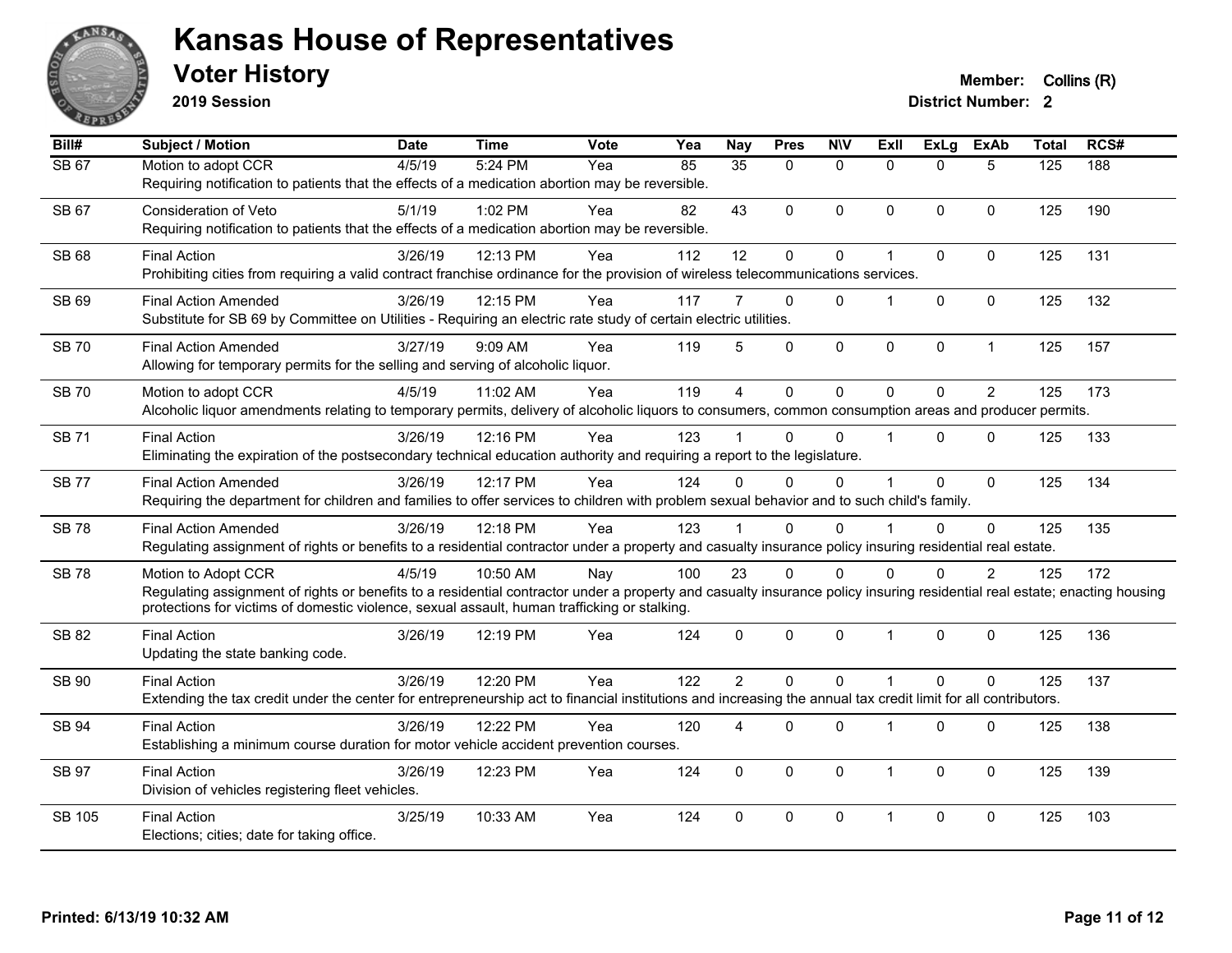# Kansas House of Representatives

## Voter History

**2019 Session**

**Member:** Collins (R)
**District Number:** 2

| Bill# | Subject / Motion | Date | Time | Vote | Yea | Nay | Pres | N\V | ExII | ExLg | ExAb | Total | RCS# |
|---|---|---|---|---|---|---|---|---|---|---|---|---|---|
| SB 67 | Motion to adopt CCR | 4/5/19 | 5:24 PM | Yea | 85 | 35 | 0 | 0 | 0 | 0 | 5 | 125 | 188 |
| | Requiring notification to patients that the effects of a medication abortion may be reversible. | | | | | | | | | | | | |
| SB 67 | Consideration of Veto | 5/1/19 | 1:02 PM | Yea | 82 | 43 | 0 | 0 | 0 | 0 | 0 | 125 | 190 |
| | Requiring notification to patients that the effects of a medication abortion may be reversible. | | | | | | | | | | | | |
| SB 68 | Final Action | 3/26/19 | 12:13 PM | Yea | 112 | 12 | 0 | 0 | 1 | 0 | 0 | 125 | 131 |
| | Prohibiting cities from requiring a valid contract franchise ordinance for the provision of wireless telecommunications services. | | | | | | | | | | | | |
| SB 69 | Final Action Amended | 3/26/19 | 12:15 PM | Yea | 117 | 7 | 0 | 0 | 1 | 0 | 0 | 125 | 132 |
| | Substitute for SB 69 by Committee on Utilities - Requiring an electric rate study of certain electric utilities. | | | | | | | | | | | | |
| SB 70 | Final Action Amended | 3/27/19 | 9:09 AM | Yea | 119 | 5 | 0 | 0 | 0 | 0 | 1 | 125 | 157 |
| | Allowing for temporary permits for the selling and serving of alcoholic liquor. | | | | | | | | | | | | |
| SB 70 | Motion to adopt CCR | 4/5/19 | 11:02 AM | Yea | 119 | 4 | 0 | 0 | 0 | 0 | 2 | 125 | 173 |
| | Alcoholic liquor amendments relating to temporary permits, delivery of alcoholic liquors to consumers, common consumption areas and producer permits. | | | | | | | | | | | | |
| SB 71 | Final Action | 3/26/19 | 12:16 PM | Yea | 123 | 1 | 0 | 0 | 1 | 0 | 0 | 125 | 133 |
| | Eliminating the expiration of the postsecondary technical education authority and requiring a report to the legislature. | | | | | | | | | | | | |
| SB 77 | Final Action Amended | 3/26/19 | 12:17 PM | Yea | 124 | 0 | 0 | 0 | 1 | 0 | 0 | 125 | 134 |
| | Requiring the department for children and families to offer services to children with problem sexual behavior and to such child's family. | | | | | | | | | | | | |
| SB 78 | Final Action Amended | 3/26/19 | 12:18 PM | Yea | 123 | 1 | 0 | 0 | 1 | 0 | 0 | 125 | 135 |
| | Regulating assignment of rights or benefits to a residential contractor under a property and casualty insurance policy insuring residential real estate. | | | | | | | | | | | | |
| SB 78 | Motion to Adopt CCR | 4/5/19 | 10:50 AM | Nay | 100 | 23 | 0 | 0 | 0 | 0 | 2 | 125 | 172 |
| | Regulating assignment of rights or benefits to a residential contractor under a property and casualty insurance policy insuring residential real estate; enacting housing protections for victims of domestic violence, sexual assault, human trafficking or stalking. | | | | | | | | | | | | |
| SB 82 | Final Action | 3/26/19 | 12:19 PM | Yea | 124 | 0 | 0 | 0 | 1 | 0 | 0 | 125 | 136 |
| | Updating the state banking code. | | | | | | | | | | | | |
| SB 90 | Final Action | 3/26/19 | 12:20 PM | Yea | 122 | 2 | 0 | 0 | 1 | 0 | 0 | 125 | 137 |
| | Extending the tax credit under the center for entrepreneurship act to financial institutions and increasing the annual tax credit limit for all contributors. | | | | | | | | | | | | |
| SB 94 | Final Action | 3/26/19 | 12:22 PM | Yea | 120 | 4 | 0 | 0 | 1 | 0 | 0 | 125 | 138 |
| | Establishing a minimum course duration for motor vehicle accident prevention courses. | | | | | | | | | | | | |
| SB 97 | Final Action | 3/26/19 | 12:23 PM | Yea | 124 | 0 | 0 | 0 | 1 | 0 | 0 | 125 | 139 |
| | Division of vehicles registering fleet vehicles. | | | | | | | | | | | | |
| SB 105 | Final Action | 3/25/19 | 10:33 AM | Yea | 124 | 0 | 0 | 0 | 1 | 0 | 0 | 125 | 103 |
| | Elections; cities; date for taking office. | | | | | | | | | | | | |

**Printed: 6/13/19 10:32 AM**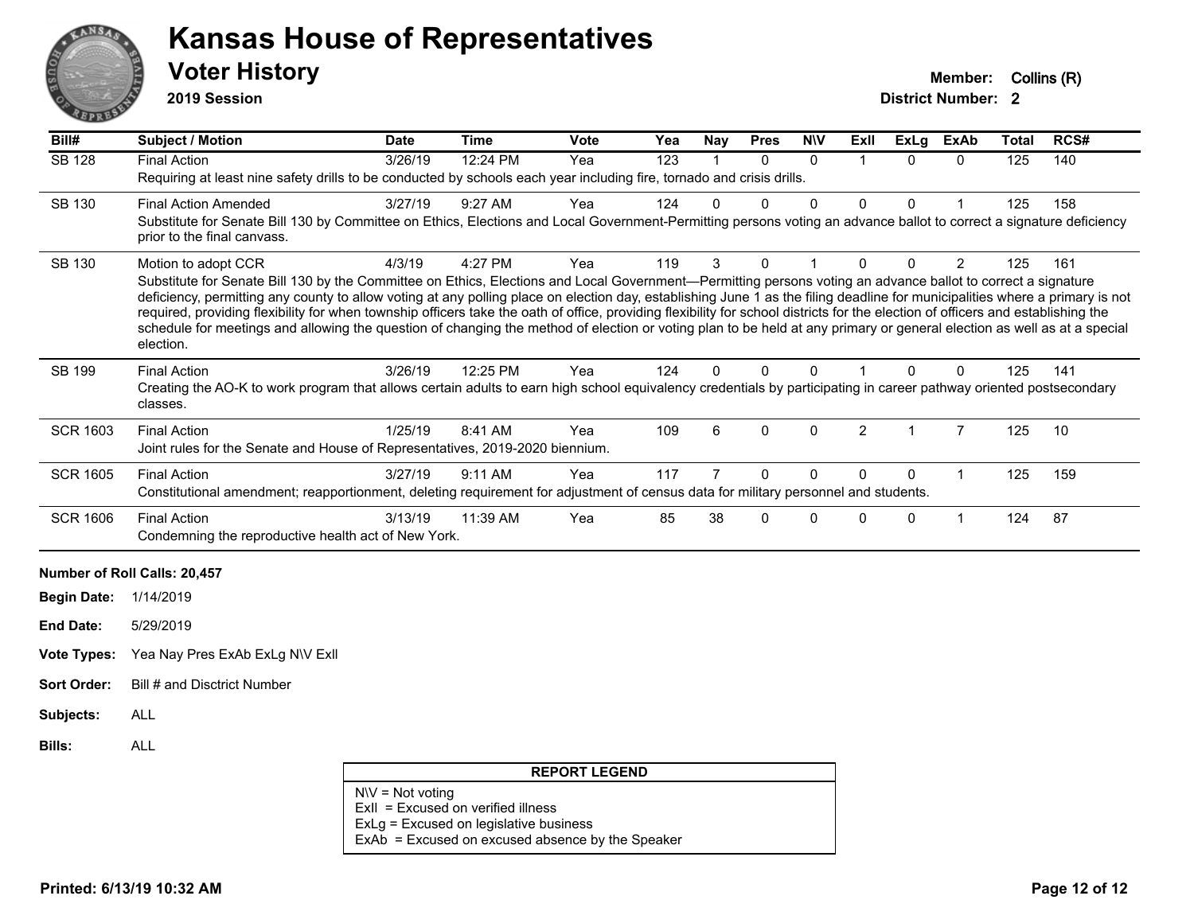# Kansas House of Representatives

## Voter History

**2019 Session**

**Member:** Collins (R)
**District Number:** 2

| Bill# | Subject / Motion | Date | Time | Vote | Yea | Nay | Pres | N\V | ExII | ExLg | ExAb | Total | RCS# |
|---|---|---|---|---|---|---|---|---|---|---|---|---|---|
| SB 128 | Final Action | 3/26/19 | 12:24 PM | Yea | 123 | 1 | 0 | 0 | 1 | 0 | 0 | 125 | 140 |
| | Requiring at least nine safety drills to be conducted by schools each year including fire, tornado and crisis drills. | | | | | | | | | | | | |
| SB 130 | Final Action Amended | 3/27/19 | 9:27 AM | Yea | 124 | 0 | 0 | 0 | 0 | 0 | 1 | 125 | 158 |
| | Substitute for Senate Bill 130 by Committee on Ethics, Elections and Local Government-Permitting persons voting an advance ballot to correct a signature deficiency prior to the final canvass. | | | | | | | | | | | | |
| SB 130 | Motion to adopt CCR | 4/3/19 | 4:27 PM | Yea | 119 | 3 | 0 | 1 | 0 | 0 | 2 | 125 | 161 |
| | Substitute for Senate Bill 130 by the Committee on Ethics, Elections and Local Government—Permitting persons voting an advance ballot to correct a signature deficiency, permitting any county to allow voting at any polling place on election day, establishing June 1 as the filing deadline for municipalities where a primary is not required, providing flexibility for when township officers take the oath of office, providing flexibility for school districts for the election of officers and establishing the schedule for meetings and allowing the question of changing the method of election or voting plan to be held at any primary or general election as well as at a special election. | | | | | | | | | | | | |
| SB 199 | Final Action | 3/26/19 | 12:25 PM | Yea | 124 | 0 | 0 | 0 | 1 | 0 | 0 | 125 | 141 |
| | Creating the AO-K to work program that allows certain adults to earn high school equivalency credentials by participating in career pathway oriented postsecondary classes. | | | | | | | | | | | | |
| SCR 1603 | Final Action | 1/25/19 | 8:41 AM | Yea | 109 | 6 | 0 | 0 | 2 | 1 | 7 | 125 | 10 |
| | Joint rules for the Senate and House of Representatives, 2019-2020 biennium. | | | | | | | | | | | | |
| SCR 1605 | Final Action | 3/27/19 | 9:11 AM | Yea | 117 | 7 | 0 | 0 | 0 | 0 | 1 | 125 | 159 |
| | Constitutional amendment; reapportionment, deleting requirement for adjustment of census data for military personnel and students. | | | | | | | | | | | | |
| SCR 1606 | Final Action | 3/13/19 | 11:39 AM | Yea | 85 | 38 | 0 | 0 | 0 | 0 | 1 | 124 | 87 |
| | Condemning the reproductive health act of New York. | | | | | | | | | | | | |

**Number of Roll Calls: 20,457**

**Begin Date:** 1/14/2019

**End Date:** 5/29/2019

**Vote Types:** Yea Nay Pres ExAb ExLg N\V ExIl

**Sort Order:** Bill # and Disctrict Number

**Subjects:** ALL

**Bills:** ALL

**REPORT LEGEND**

N\V = Not voting
ExIl = Excused on verified illness
ExLg = Excused on legislative business
ExAb = Excused on excused absence by the Speaker

**Printed: 6/13/19 10:32 AM**